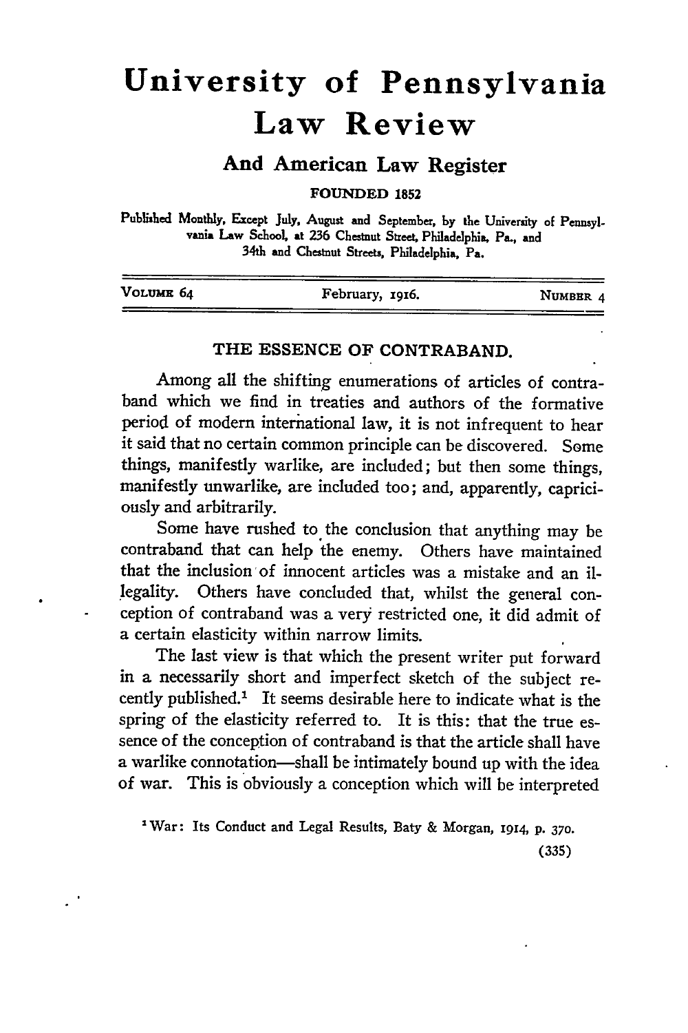# University of Pennsylvania Law Review

## And American Law Register

FOUNDED 1852

Published Monthly, Except July, August and September, by the University of Pennsylvania Law School, at 236 Chestnut Street, Philadelphia, Pa., and 34th and Chestnut Streets, Philadelphia, Pa.

VOLUME 64 — February, 1916. — NUMBER 4

### THE ESSENCE OF CONTRABAND.

Among all the shifting enumerations of articles of contraband which we find in treaties and authors of the formative period of modern international law, it is not infrequent to hear it said that no certain common principle can be discovered. Some things, manifestly warlike, are included; but then some things, manifestly unwarlike, are included too; and, apparently, capriciously and arbitrarily.

Some have rushed to the conclusion that anything may be contraband that can help the enemy. Others have maintained that the inclusion of innocent articles was a mistake and an illegality. Others have concluded that, whilst the general conception of contraband was a very restricted one, it did admit of a certain elasticity within narrow limits.

The last view is that which the present writer put forward in a necessarily short and imperfect sketch of the subject recently published.[1] It seems desirable here to indicate what is the spring of the elasticity referred to. It is this: that the true essence of the conception of contraband is that the article shall have a warlike connotation—shall be intimately bound up with the idea of war. This is obviously a conception which will be interpreted

[1] War: Its Conduct and Legal Results, Baty & Morgan, 1914, p. 370.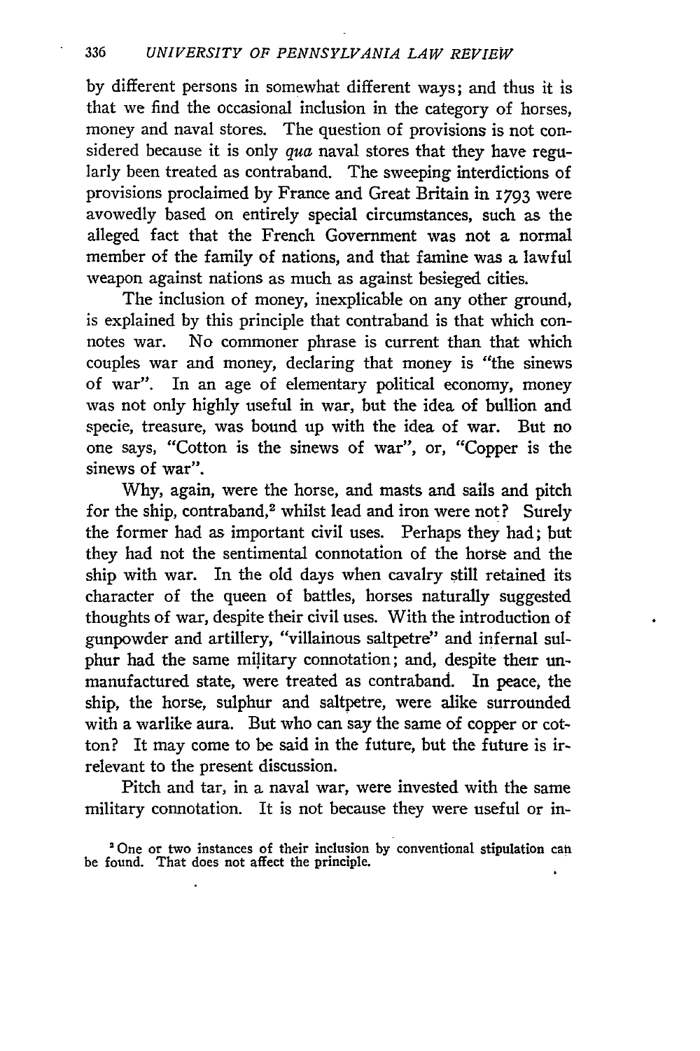by different persons in somewhat different ways; and thus it is that we find the occasional inclusion in the category of horses, money and naval stores. The question of provisions is not considered because it is only *qua* naval stores that they have regularly been treated as contraband. The sweeping interdictions of provisions proclaimed by France and Great Britain in 1793 were avowedly based on entirely special circumstances, such as the alleged fact that the French Government was not a normal member of the family of nations, and that famine was a lawful weapon against nations as much as against besieged cities.

The inclusion of money, inexplicable on any other ground, is explained by this principle that contraband is that which connotes war. No commoner phrase is current than that which couples war and money, declaring that money is "the sinews of war". In an age of elementary political economy, money was not only highly useful in war, but the idea of bullion and specie, treasure, was bound up with the idea of war. But no one says, "Cotton is the sinews of war", or, "Copper is the sinews of war".

Why, again, were the horse, and masts and sails and pitch for the ship, contraband,[2] whilst lead and iron were not? Surely the former had as important civil uses. Perhaps they had; but they had not the sentimental connotation of the horse and the ship with war. In the old days when cavalry still retained its character of the queen of battles, horses naturally suggested thoughts of war, despite their civil uses. With the introduction of gunpowder and artillery, "villainous saltpetre" and infernal sulphur had the same military connotation; and, despite their unmanufactured state, were treated as contraband. In peace, the ship, the horse, sulphur and saltpetre, were alike surrounded with a warlike aura. But who can say the same of copper or cotton? It may come to be said in the future, but the future is irrelevant to the present discussion.

Pitch and tar, in a naval war, were invested with the same military connotation. It is not because they were useful or in-

[2] One or two instances of their inclusion by conventional stipulation can be found. That does not affect the principle.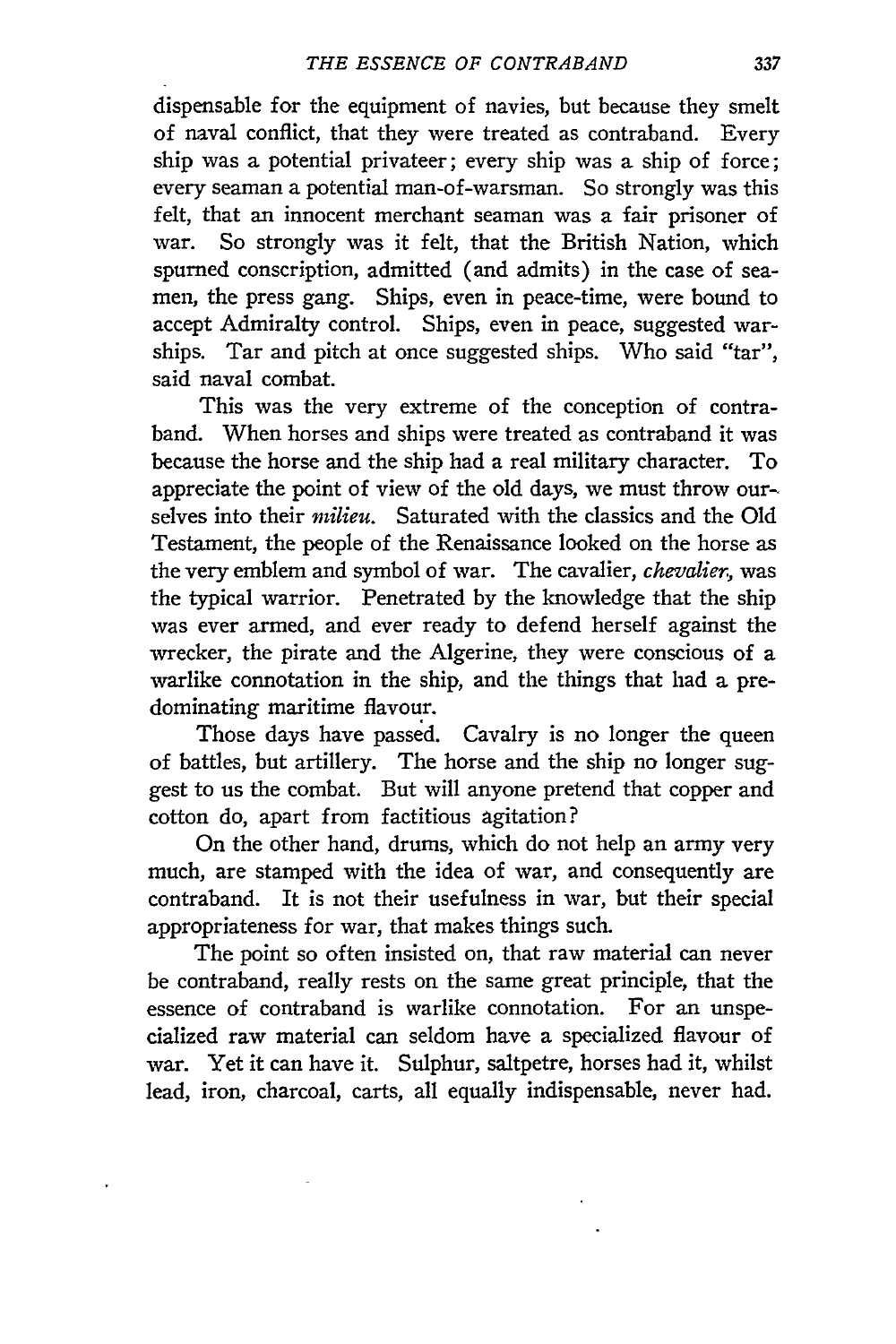dispensable for the equipment of navies, but because they smelt of naval conflict, that they were treated as contraband. Every ship was a potential privateer; every ship was a ship of force; every seaman a potential man-of-warsman. So strongly was this felt, that an innocent merchant seaman was a fair prisoner of war. So strongly was it felt, that the British Nation, which spurned conscription, admitted (and admits) in the case of seamen, the press gang. Ships, even in peace-time, were bound to accept Admiralty control. Ships, even in peace, suggested warships. Tar and pitch at once suggested ships. Who said "tar", said naval combat.

This was the very extreme of the conception of contraband. When horses and ships were treated as contraband it was because the horse and the ship had a real military character. To appreciate the point of view of the old days, we must throw ourselves into their *milieu*. Saturated with the classics and the Old Testament, the people of the Renaissance looked on the horse as the very emblem and symbol of war. The cavalier, *chevalier*, was the typical warrior. Penetrated by the knowledge that the ship was ever armed, and ever ready to defend herself against the wrecker, the pirate and the Algerine, they were conscious of a warlike connotation in the ship, and the things that had a predominating maritime flavour.

Those days have passed. Cavalry is no longer the queen of battles, but artillery. The horse and the ship no longer suggest to us the combat. But will anyone pretend that copper and cotton do, apart from factitious agitation?

On the other hand, drums, which do not help an army very much, are stamped with the idea of war, and consequently are contraband. It is not their usefulness in war, but their special appropriateness for war, that makes things such.

The point so often insisted on, that raw material can never be contraband, really rests on the same great principle, that the essence of contraband is warlike connotation. For an unspecialized raw material can seldom have a specialized flavour of war. Yet it can have it. Sulphur, saltpetre, horses had it, whilst lead, iron, charcoal, carts, all equally indispensable, never had.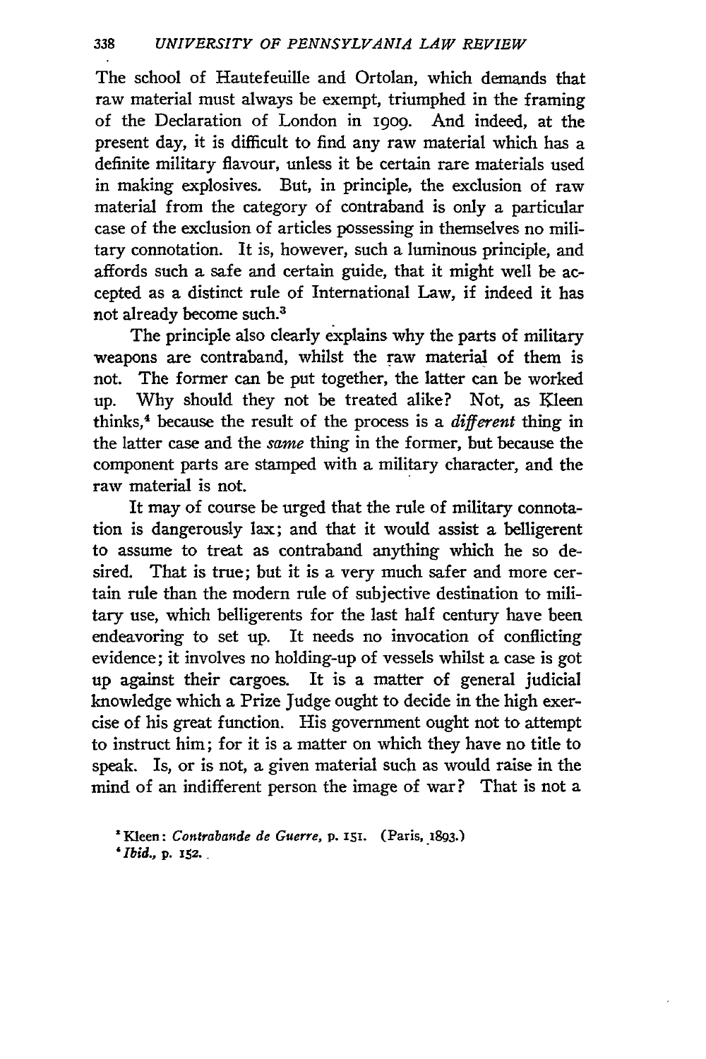The school of Hautefeuille and Ortolan, which demands that raw material must always be exempt, triumphed in the framing of the Declaration of London in 1909. And indeed, at the present day, it is difficult to find any raw material which has a definite military flavour, unless it be certain rare materials used in making explosives. But, in principle, the exclusion of raw material from the category of contraband is only a particular case of the exclusion of articles possessing in themselves no military connotation. It is, however, such a luminous principle, and affords such a safe and certain guide, that it might well be accepted as a distinct rule of International Law, if indeed it has not already become such.[3]

The principle also clearly explains why the parts of military weapons are contraband, whilst the raw material of them is not. The former can be put together, the latter can be worked up. Why should they not be treated alike? Not, as Kleen thinks,[4] because the result of the process is a *different* thing in the latter case and the *same* thing in the former, but because the component parts are stamped with a military character, and the raw material is not.

It may of course be urged that the rule of military connotation is dangerously lax; and that it would assist a belligerent to assume to treat as contraband anything which he so desired. That is true; but it is a very much safer and more certain rule than the modern rule of subjective destination to military use, which belligerents for the last half century have been endeavoring to set up. It needs no invocation of conflicting evidence; it involves no holding-up of vessels whilst a case is got up against their cargoes. It is a matter of general judicial knowledge which a Prize Judge ought to decide in the high exercise of his great function. His government ought not to attempt to instruct him; for it is a matter on which they have no title to speak. Is, or is not, a given material such as would raise in the mind of an indifferent person the image of war? That is not a

[3] Kleen: *Contrabande de Guerre*, p. 151. (Paris, 1893.)

[4] *Ibid.*, p. 152.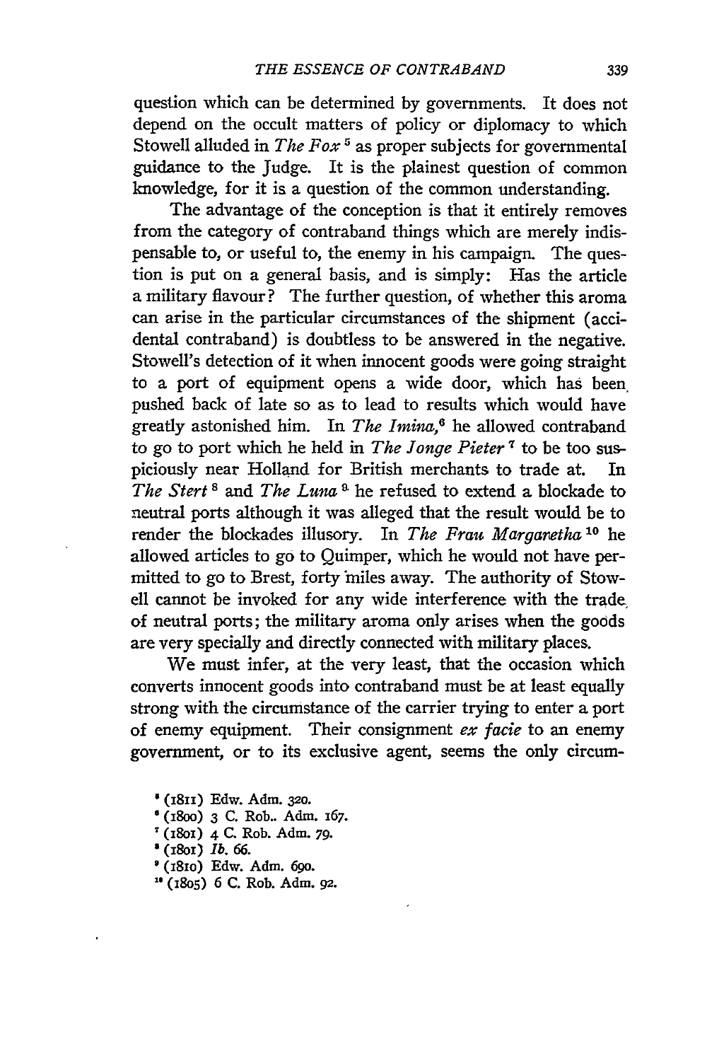question which can be determined by governments. It does not depend on the occult matters of policy or diplomacy to which Stowell alluded in *The Fox* [5] as proper subjects for governmental guidance to the Judge. It is the plainest question of common knowledge, for it is a question of the common understanding.

The advantage of the conception is that it entirely removes from the category of contraband things which are merely indispensable to, or useful to, the enemy in his campaign. The question is put on a general basis, and is simply: Has the article a military flavour? The further question, of whether this aroma can arise in the particular circumstances of the shipment (accidental contraband) is doubtless to be answered in the negative. Stowell's detection of it when innocent goods were going straight to a port of equipment opens a wide door, which has been pushed back of late so as to lead to results which would have greatly astonished him. In *The Imina*,[6] he allowed contraband to go to port which he held in *The Jonge Pieter* [7] to be too suspiciously near Holland for British merchants to trade at. In *The Stert* [8] and *The Luna* [9] he refused to extend a blockade to neutral ports although it was alleged that the result would be to render the blockades illusory. In *The Frau Margaretha* [10] he allowed articles to go to Quimper, which he would not have permitted to go to Brest, forty miles away. The authority of Stowell cannot be invoked for any wide interference with the trade of neutral ports; the military aroma only arises when the goods are very specially and directly connected with military places.

We must infer, at the very least, that the occasion which converts innocent goods into contraband must be at least equally strong with the circumstance of the carrier trying to enter a port of enemy equipment. Their consignment *ex facie* to an enemy government, or to its exclusive agent, seems the only circum-

[5] (1811) Edw. Adm. 320.
[6] (1800) 3 C. Rob. Adm. 167.
[7] (1801) 4 C. Rob. Adm. 79.
[8] (1801) *Ib.* 66.
[9] (1810) Edw. Adm. 690.
[10] (1805) 6 C. Rob. Adm. 92.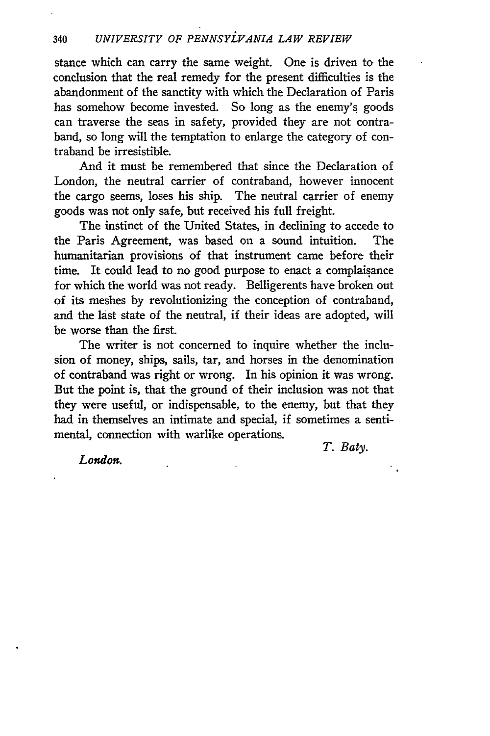stance which can carry the same weight. One is driven to the conclusion that the real remedy for the present difficulties is the abandonment of the sanctity with which the Declaration of Paris has somehow become invested. So long as the enemy's goods can traverse the seas in safety, provided they are not contraband, so long will the temptation to enlarge the category of contraband be irresistible.

And it must be remembered that since the Declaration of London, the neutral carrier of contraband, however innocent the cargo seems, loses his ship. The neutral carrier of enemy goods was not only safe, but received his full freight.

The instinct of the United States, in declining to accede to the Paris Agreement, was based on a sound intuition. The humanitarian provisions of that instrument came before their time. It could lead to no good purpose to enact a complaisance for which the world was not ready. Belligerents have broken out of its meshes by revolutionizing the conception of contraband, and the last state of the neutral, if their ideas are adopted, will be worse than the first.

The writer is not concerned to inquire whether the inclusion of money, ships, sails, tar, and horses in the denomination of contraband was right or wrong. In his opinion it was wrong. But the point is, that the ground of their inclusion was not that they were useful, or indispensable, to the enemy, but that they had in themselves an intimate and special, if sometimes a sentimental, connection with warlike operations.

*T. Baty.*

*London.*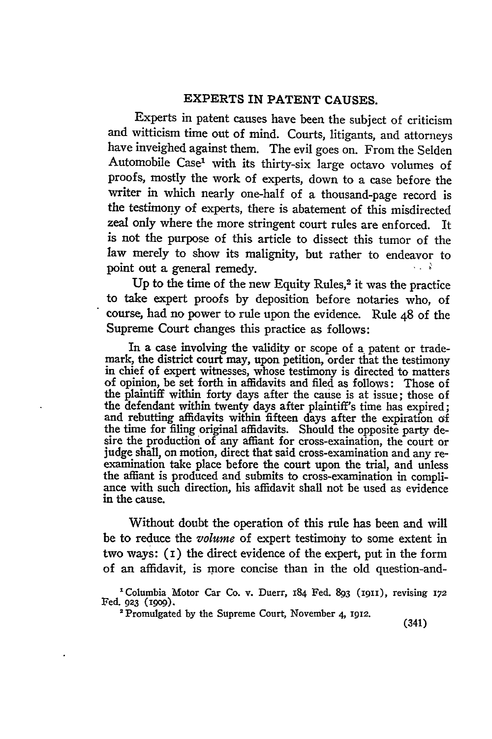## EXPERTS IN PATENT CAUSES.

Experts in patent causes have been the subject of criticism and witticism time out of mind. Courts, litigants, and attorneys have inveighed against them. The evil goes on. From the Selden Automobile Case[1] with its thirty-six large octavo volumes of proofs, mostly the work of experts, down to a case before the writer in which nearly one-half of a thousand-page record is the testimony of experts, there is abatement of this misdirected zeal only where the more stringent court rules are enforced. It is not the purpose of this article to dissect this tumor of the law merely to show its malignity, but rather to endeavor to point out a general remedy.

Up to the time of the new Equity Rules,[2] it was the practice to take expert proofs by deposition before notaries who, of course, had no power to rule upon the evidence. Rule 48 of the Supreme Court changes this practice as follows:

> In a case involving the validity or scope of a patent or trademark, the district court may, upon petition, order that the testimony in chief of expert witnesses, whose testimony is directed to matters of opinion, be set forth in affidavits and filed as follows: Those of the plaintiff within forty days after the cause is at issue; those of the defendant within twenty days after plaintiff's time has expired; and rebutting affidavits within fifteen days after the expiration of the time for filing original affidavits. Should the opposite party desire the production of any affiant for cross-exaination, the court or judge shall, on motion, direct that said cross-examination and any re-examination take place before the court upon the trial, and unless the affiant is produced and submits to cross-examination in compliance with such direction, his affidavit shall not be used as evidence in the cause.

Without doubt the operation of this rule has been and will be to reduce the *volume* of expert testimony to some extent in two ways: (1) the direct evidence of the expert, put in the form of an affidavit, is more concise than in the old question-and-

[1] Columbia Motor Car Co. v. Duerr, 184 Fed. 893 (1911), revising 172 Fed. 923 (1909).

[2] Promulgated by the Supreme Court, November 4, 1912.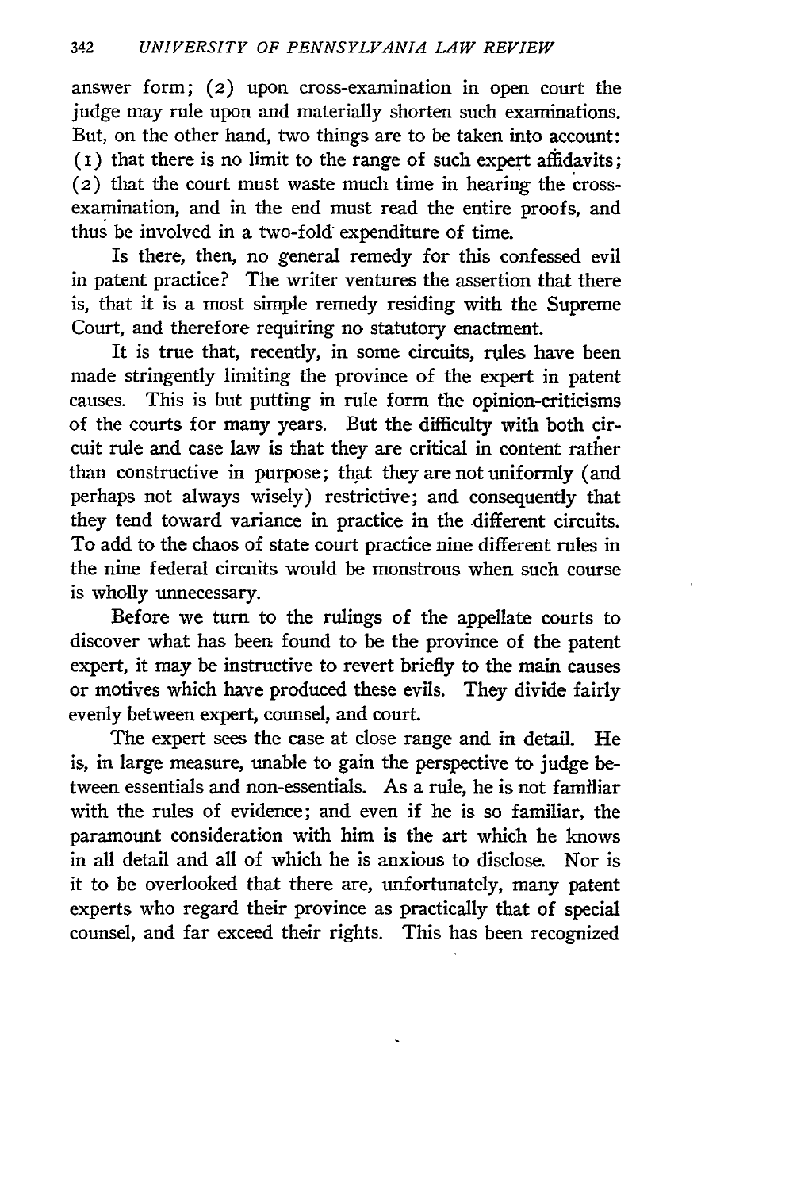answer form; (2) upon cross-examination in open court the judge may rule upon and materially shorten such examinations. But, on the other hand, two things are to be taken into account: (1) that there is no limit to the range of such expert affidavits; (2) that the court must waste much time in hearing the cross-examination, and in the end must read the entire proofs, and thus be involved in a two-fold expenditure of time.

Is there, then, no general remedy for this confessed evil in patent practice? The writer ventures the assertion that there is, that it is a most simple remedy residing with the Supreme Court, and therefore requiring no statutory enactment.

It is true that, recently, in some circuits, rules have been made stringently limiting the province of the expert in patent causes. This is but putting in rule form the opinion-criticisms of the courts for many years. But the difficulty with both circuit rule and case law is that they are critical in content rather than constructive in purpose; that they are not uniformly (and perhaps not always wisely) restrictive; and consequently that they tend toward variance in practice in the different circuits. To add to the chaos of state court practice nine different rules in the nine federal circuits would be monstrous when such course is wholly unnecessary.

Before we turn to the rulings of the appellate courts to discover what has been found to be the province of the patent expert, it may be instructive to revert briefly to the main causes or motives which have produced these evils. They divide fairly evenly between expert, counsel, and court.

The expert sees the case at close range and in detail. He is, in large measure, unable to gain the perspective to judge between essentials and non-essentials. As a rule, he is not familiar with the rules of evidence; and even if he is so familiar, the paramount consideration with him is the art which he knows in all detail and all of which he is anxious to disclose. Nor is it to be overlooked that there are, unfortunately, many patent experts who regard their province as practically that of special counsel, and far exceed their rights. This has been recognized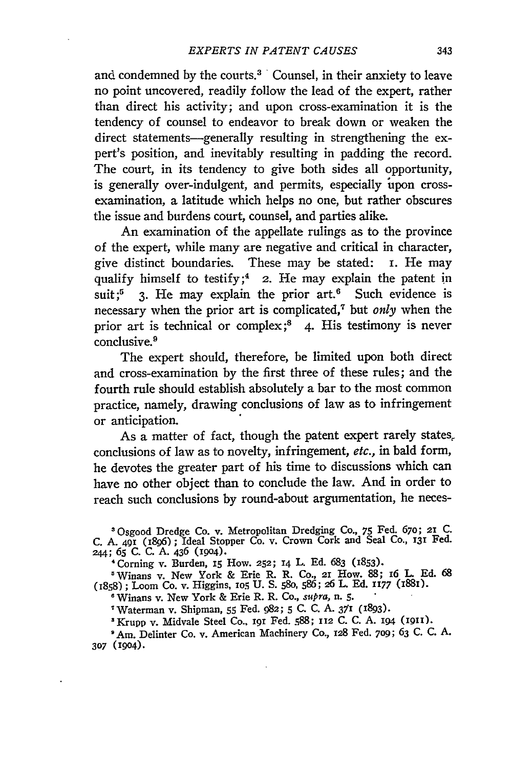and condemned by the courts.[3] Counsel, in their anxiety to leave no point uncovered, readily follow the lead of the expert, rather than direct his activity; and upon cross-examination it is the tendency of counsel to endeavor to break down or weaken the direct statements—generally resulting in strengthening the expert's position, and inevitably resulting in padding the record. The court, in its tendency to give both sides all opportunity, is generally over-indulgent, and permits, especially upon cross-examination, a latitude which helps no one, but rather obscures the issue and burdens court, counsel, and parties alike.

An examination of the appellate rulings as to the province of the expert, while many are negative and critical in character, give distinct boundaries. These may be stated: 1. He may qualify himself to testify;[4] 2. He may explain the patent in suit;[5] 3. He may explain the prior art.[6] Such evidence is necessary when the prior art is complicated,[7] but *only* when the prior art is technical or complex;[8] 4. His testimony is never conclusive.[9]

The expert should, therefore, be limited upon both direct and cross-examination by the first three of these rules; and the fourth rule should establish absolutely a bar to the most common practice, namely, drawing conclusions of law as to infringement or anticipation.

As a matter of fact, though the patent expert rarely states, conclusions of law as to novelty, infringement, *etc.*, in bald form, he devotes the greater part of his time to discussions which can have no other object than to conclude the law. And in order to reach such conclusions by round-about argumentation, he neces-

[3] Osgood Dredge Co. v. Metropolitan Dredging Co., 75 Fed. 670; 21 C. C. A. 491 (1896); Ideal Stopper Co. v. Crown Cork and Seal Co., 131 Fed. 244; 65 C. C. A. 436 (1904).

[4] Corning v. Burden, 15 How. 252; 14 L. Ed. 683 (1853).

[5] Winans v. New York & Erie R. R. Co., 21 How. 88; 16 L. Ed. 68 (1858); Loom Co. v. Higgins, 105 U. S. 580, 586; 26 L. Ed. 1177 (1881).

[6] Winans v. New York & Erie R. R. Co., *supra*, n. 5.

[7] Waterman v. Shipman, 55 Fed. 982; 5 C. C. A. 371 (1893).

[8] Krupp v. Midvale Steel Co., 191 Fed. 588; 112 C. C. A. 194 (1911).

[9] Am. Delinter Co. v. American Machinery Co., 128 Fed. 709; 63 C. C. A. 307 (1904).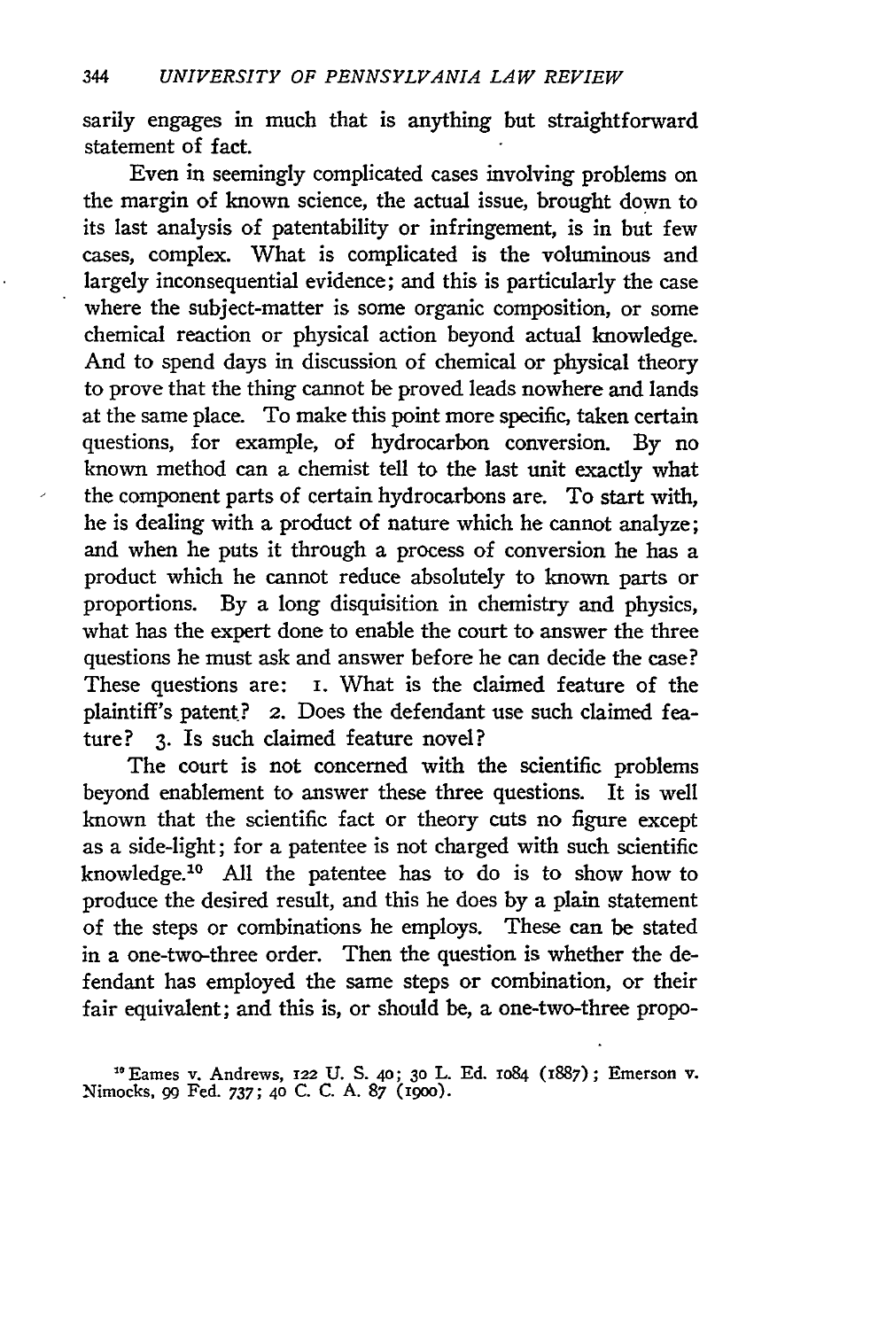sarily engages in much that is anything but straightforward statement of fact.

Even in seemingly complicated cases involving problems on the margin of known science, the actual issue, brought down to its last analysis of patentability or infringement, is in but few cases, complex. What is complicated is the voluminous and largely inconsequential evidence; and this is particularly the case where the subject-matter is some organic composition, or some chemical reaction or physical action beyond actual knowledge. And to spend days in discussion of chemical or physical theory to prove that the thing cannot be proved leads nowhere and lands at the same place. To make this point more specific, taken certain questions, for example, of hydrocarbon conversion. By no known method can a chemist tell to the last unit exactly what the component parts of certain hydrocarbons are. To start with, he is dealing with a product of nature which he cannot analyze; and when he puts it through a process of conversion he has a product which he cannot reduce absolutely to known parts or proportions. By a long disquisition in chemistry and physics, what has the expert done to enable the court to answer the three questions he must ask and answer before he can decide the case? These questions are: 1. What is the claimed feature of the plaintiff's patent? 2. Does the defendant use such claimed feature? 3. Is such claimed feature novel?

The court is not concerned with the scientific problems beyond enablement to answer these three questions. It is well known that the scientific fact or theory cuts no figure except as a side-light; for a patentee is not charged with such scientific knowledge.[10] All the patentee has to do is to show how to produce the desired result, and this he does by a plain statement of the steps or combinations he employs. These can be stated in a one-two-three order. Then the question is whether the defendant has employed the same steps or combination, or their fair equivalent; and this is, or should be, a one-two-three propo-

[10] Eames v. Andrews, 122 U. S. 40; 30 L. Ed. 1084 (1887); Emerson v. Nimocks, 99 Fed. 737; 40 C. C. A. 87 (1900).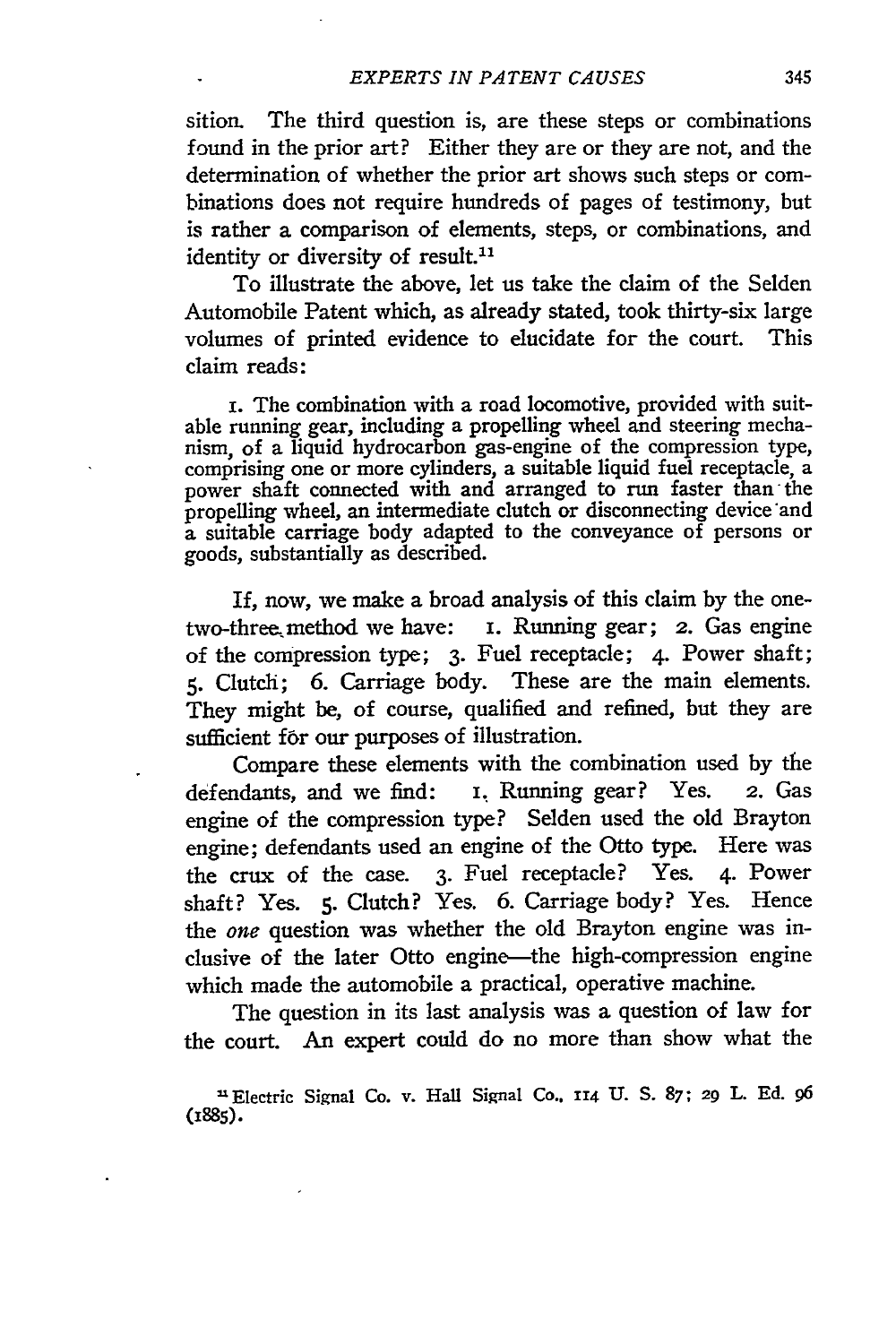sition. The third question is, are these steps or combinations found in the prior art? Either they are or they are not, and the determination of whether the prior art shows such steps or combinations does not require hundreds of pages of testimony, but is rather a comparison of elements, steps, or combinations, and identity or diversity of result.[11]

To illustrate the above, let us take the claim of the Selden Automobile Patent which, as already stated, took thirty-six large volumes of printed evidence to elucidate for the court. This claim reads:

> 1. The combination with a road locomotive, provided with suitable running gear, including a propelling wheel and steering mechanism, of a liquid hydrocarbon gas-engine of the compression type, comprising one or more cylinders, a suitable liquid fuel receptacle, a power shaft connected with and arranged to run faster than the propelling wheel, an intermediate clutch or disconnecting device and a suitable carriage body adapted to the conveyance of persons or goods, substantially as described.

If, now, we make a broad analysis of this claim by the one-two-three method we have: 1. Running gear; 2. Gas engine of the compression type; 3. Fuel receptacle; 4. Power shaft; 5. Clutch; 6. Carriage body. These are the main elements. They might be, of course, qualified and refined, but they are sufficient for our purposes of illustration.

Compare these elements with the combination used by the defendants, and we find: 1. Running gear? Yes. 2. Gas engine of the compression type? Selden used the old Brayton engine; defendants used an engine of the Otto type. Here was the crux of the case. 3. Fuel receptacle? Yes. 4. Power shaft? Yes. 5. Clutch? Yes. 6. Carriage body? Yes. Hence the *one* question was whether the old Brayton engine was inclusive of the later Otto engine—the high-compression engine which made the automobile a practical, operative machine.

The question in its last analysis was a question of law for the court. An expert could do no more than show what the

[11] Electric Signal Co. v. Hall Signal Co., 114 U. S. 87; 29 L. Ed. 96 (1885).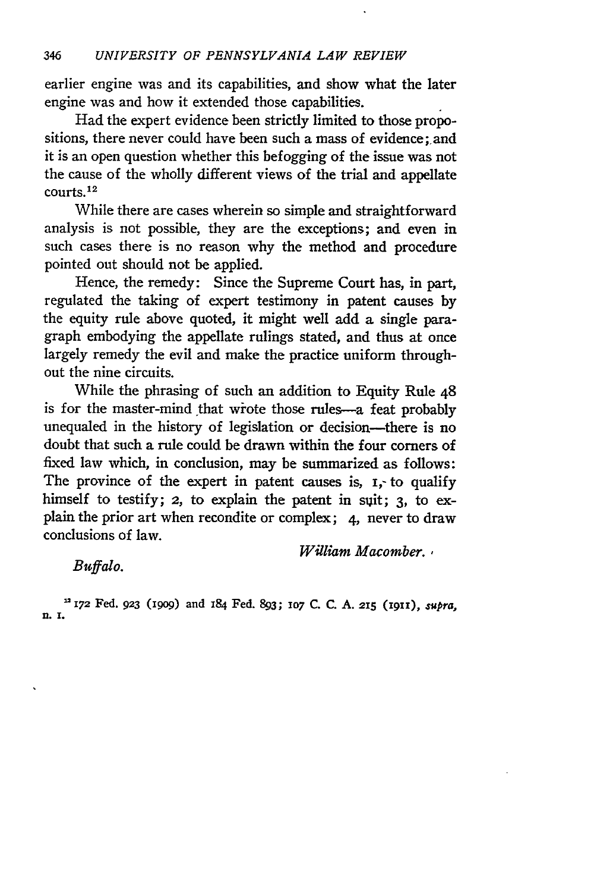earlier engine was and its capabilities, and show what the later engine was and how it extended those capabilities.

Had the expert evidence been strictly limited to those propositions, there never could have been such a mass of evidence; and it is an open question whether this befogging of the issue was not the cause of the wholly different views of the trial and appellate courts.[12]

While there are cases wherein so simple and straightforward analysis is not possible, they are the exceptions; and even in such cases there is no reason why the method and procedure pointed out should not be applied.

Hence, the remedy: Since the Supreme Court has, in part, regulated the taking of expert testimony in patent causes by the equity rule above quoted, it might well add a single paragraph embodying the appellate rulings stated, and thus at once largely remedy the evil and make the practice uniform throughout the nine circuits.

While the phrasing of such an addition to Equity Rule 48 is for the master-mind that wrote those rules—a feat probably unequaled in the history of legislation or decision—there is no doubt that such a rule could be drawn within the four corners of fixed law which, in conclusion, may be summarized as follows: The province of the expert in patent causes is, 1, to qualify himself to testify; 2, to explain the patent in suit; 3, to explain the prior art when recondite or complex; 4, never to draw conclusions of law.

*William Macomber.*

*Buffalo.*

[12] 172 Fed. 923 (1909) and 184 Fed. 893; 107 C. C. A. 215 (1911), *supra*, n. 1.